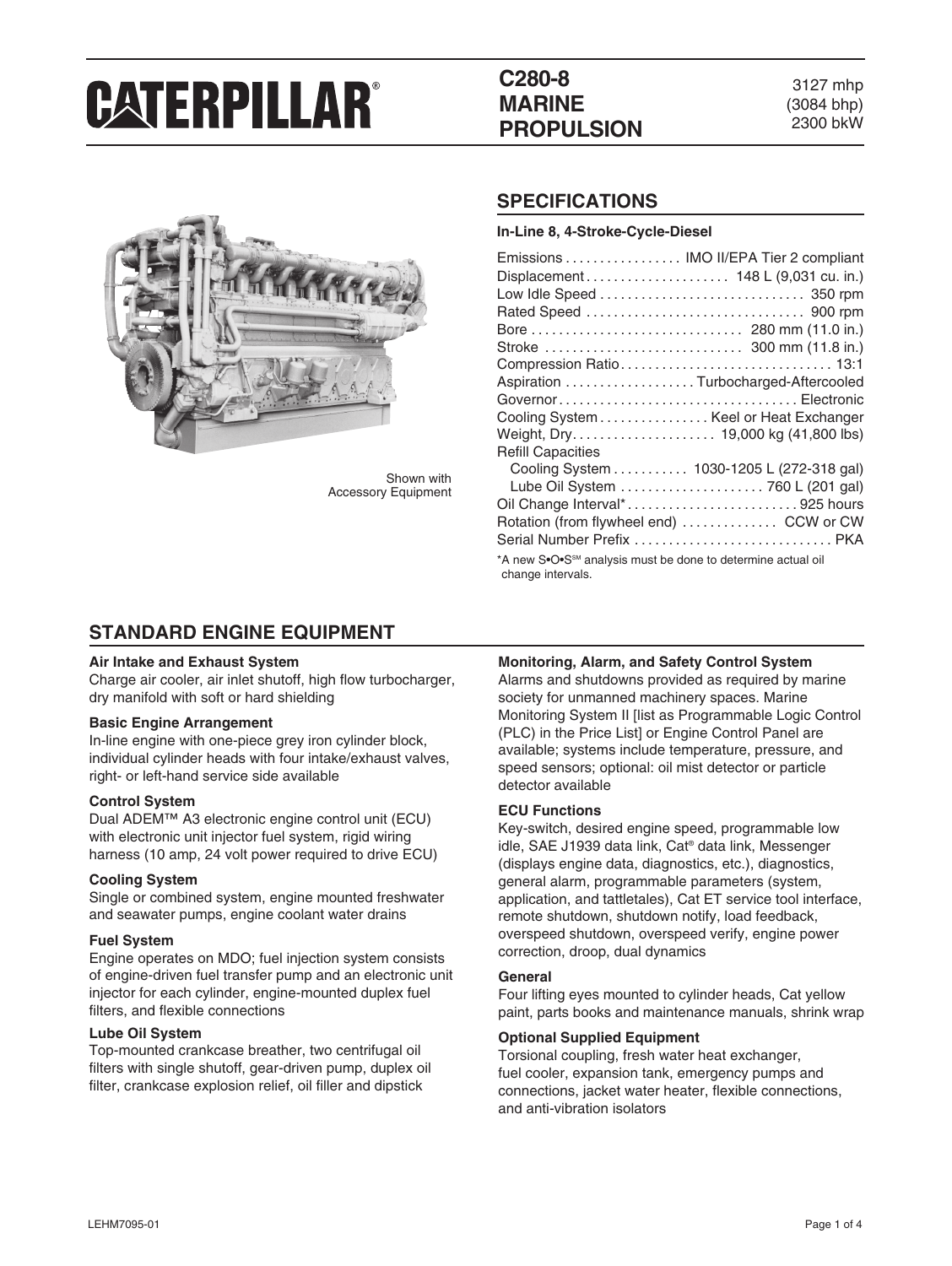# CATERPILLAR®

## C280-8 MARINE PROPULSION

3127 mhp
(3084 bhp)
2300 bkW

Shown with
Accessory Equipment

## SPECIFICATIONS

**In-Line 8, 4-Stroke-Cycle-Diesel**

| Specification | Value |
|---|---|
| Emissions | IMO II/EPA Tier 2 compliant |
| Displacement | 148 L (9,031 cu. in.) |
| Low Idle Speed | 350 rpm |
| Rated Speed | 900 rpm |
| Bore | 280 mm (11.0 in.) |
| Stroke | 300 mm (11.8 in.) |
| Compression Ratio | 13:1 |
| Aspiration | Turbocharged-Aftercooled |
| Governor | Electronic |
| Cooling System | Keel or Heat Exchanger |
| Weight, Dry | 19,000 kg (41,800 lbs) |
| Refill Capacities | |
| Cooling System | 1030-1205 L (272-318 gal) |
| Lube Oil System | 760 L (201 gal) |
| Oil Change Interval* | 925 hours |
| Rotation (from flywheel end) | CCW or CW |
| Serial Number Prefix | PKA |

*A new S•O•S℠ analysis must be done to determine actual oil change intervals.

## STANDARD ENGINE EQUIPMENT

**Air Intake and Exhaust System**
Charge air cooler, air inlet shutoff, high flow turbocharger, dry manifold with soft or hard shielding

**Basic Engine Arrangement**
In-line engine with one-piece grey iron cylinder block, individual cylinder heads with four intake/exhaust valves, right- or left-hand service side available

**Control System**
Dual ADEM™ A3 electronic engine control unit (ECU) with electronic unit injector fuel system, rigid wiring harness (10 amp, 24 volt power required to drive ECU)

**Cooling System**
Single or combined system, engine mounted freshwater and seawater pumps, engine coolant water drains

**Fuel System**
Engine operates on MDO; fuel injection system consists of engine-driven fuel transfer pump and an electronic unit injector for each cylinder, engine-mounted duplex fuel filters, and flexible connections

**Lube Oil System**
Top-mounted crankcase breather, two centrifugal oil filters with single shutoff, gear-driven pump, duplex oil filter, crankcase explosion relief, oil filler and dipstick

**Monitoring, Alarm, and Safety Control System**
Alarms and shutdowns provided as required by marine society for unmanned machinery spaces. Marine Monitoring System II [list as Programmable Logic Control (PLC) in the Price List] or Engine Control Panel are available; systems include temperature, pressure, and speed sensors; optional: oil mist detector or particle detector available

**ECU Functions**
Key-switch, desired engine speed, programmable low idle, SAE J1939 data link, Cat® data link, Messenger (displays engine data, diagnostics, etc.), diagnostics, general alarm, programmable parameters (system, application, and tattletales), Cat ET service tool interface, remote shutdown, shutdown notify, load feedback, overspeed shutdown, overspeed verify, engine power correction, droop, dual dynamics

**General**
Four lifting eyes mounted to cylinder heads, Cat yellow paint, parts books and maintenance manuals, shrink wrap

**Optional Supplied Equipment**
Torsional coupling, fresh water heat exchanger, fuel cooler, expansion tank, emergency pumps and connections, jacket water heater, flexible connections, and anti-vibration isolators

LEHM7095-01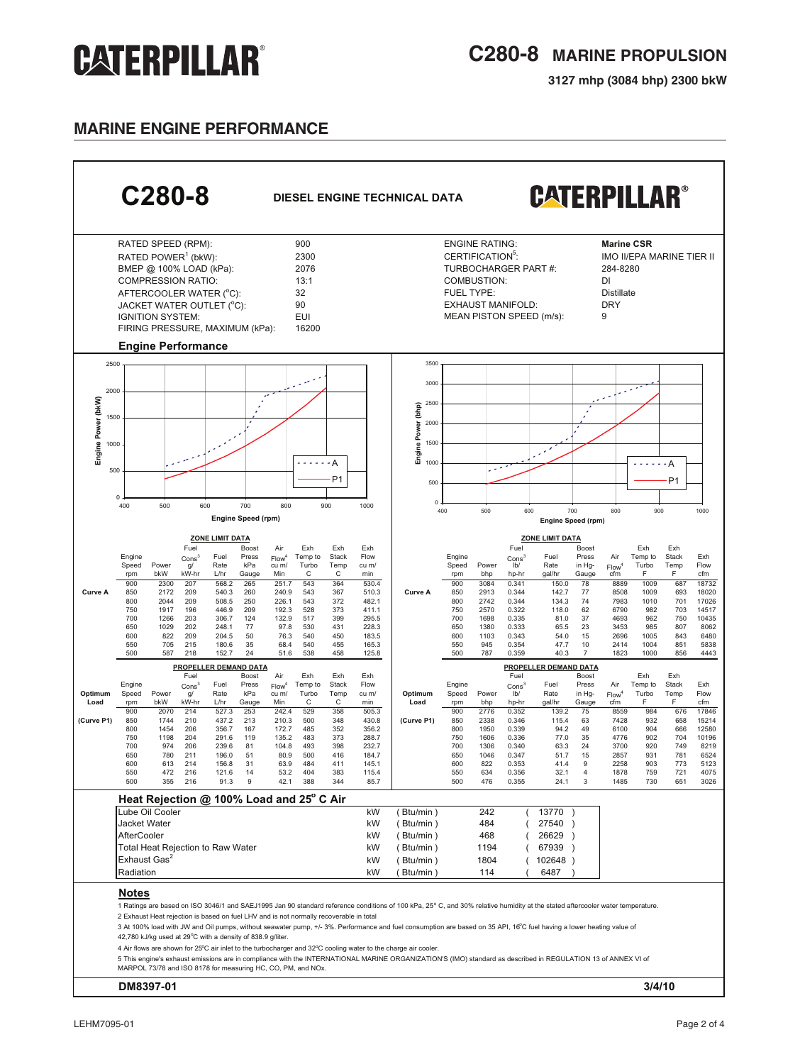# C280-8 MARINE PROPULSION

3127 mhp (3084 bhp) 2300 bkW

## MARINE ENGINE PERFORMANCE

## C280-8 DIESEL ENGINE TECHNICAL DATA

| | | | |
|---|---|---|---|
| RATED SPEED (RPM): | 900 | ENGINE RATING: | **Marine CSR** |
| RATED POWER[1] (bkW): | 2300 | CERTIFICATION[5]: | IMO II/EPA MARINE TIER II |
| BMEP @ 100% LOAD (kPa): | 2076 | TURBOCHARGER PART #: | 284-8280 |
| COMPRESSION RATIO: | 13:1 | COMBUSTION: | DI |
| AFTERCOOLER WATER (°C): | 32 | FUEL TYPE: | Distillate |
| JACKET WATER OUTLET (°C): | 90 | EXHAUST MANIFOLD: | DRY |
| IGNITION SYSTEM: | EUI | MEAN PISTON SPEED (m/s): | 9 |
| FIRING PRESSURE, MAXIMUM (kPa): | 16200 | | |

### Engine Performance

### ZONE LIMIT DATA (Metric)

| | Engine Speed rpm | Power bkW | Fuel Cons[3] g/kW-hr | Fuel Rate L/hr | Boost Press kPa Gauge | Air Flow[4] cu m/Min | Exh Temp to Turbo C | Exh Stack Temp C | Exh Flow cu m/min |
|---|---|---|---|---|---|---|---|---|---|
| Curve A | 900 | 2300 | 207 | 568.2 | 265 | 251.7 | 543 | 364 | 530.4 |
| | 850 | 2172 | 209 | 540.3 | 260 | 240.9 | 543 | 367 | 510.3 |
| | 800 | 2044 | 209 | 508.5 | 250 | 226.1 | 543 | 372 | 482.1 |
| | 750 | 1917 | 196 | 446.9 | 209 | 192.3 | 528 | 373 | 411.1 |
| | 700 | 1266 | 203 | 306.7 | 124 | 132.9 | 517 | 399 | 295.5 |
| | 650 | 1029 | 202 | 248.1 | 77 | 97.8 | 530 | 431 | 228.3 |
| | 600 | 822 | 209 | 204.5 | 50 | 76.3 | 540 | 450 | 183.5 |
| | 550 | 705 | 215 | 180.6 | 35 | 68.4 | 540 | 455 | 165.3 |
| | 500 | 587 | 218 | 152.7 | 24 | 51.6 | 538 | 458 | 125.8 |

### PROPELLER DEMAND DATA (Metric)

| Optimum Load | Engine Speed rpm | Power bkW | Fuel Cons[3] g/kW-hr | Fuel Rate L/hr | Boost Press kPa Gauge | Air Flow[4] cu m/Min | Exh Temp to Turbo C | Exh Stack Temp C | Exh Flow cu m/min |
|---|---|---|---|---|---|---|---|---|---|
| (Curve P1) | 900 | 2070 | 214 | 527.3 | 253 | 242.4 | 529 | 358 | 505.3 |
| | 850 | 1744 | 210 | 437.2 | 213 | 210.3 | 500 | 348 | 430.8 |
| | 800 | 1454 | 206 | 356.7 | 167 | 172.7 | 485 | 352 | 356.2 |
| | 750 | 1198 | 204 | 291.6 | 119 | 135.2 | 483 | 373 | 288.7 |
| | 700 | 974 | 206 | 239.6 | 81 | 104.8 | 493 | 398 | 232.7 |
| | 650 | 780 | 211 | 196.0 | 51 | 80.9 | 500 | 416 | 184.7 |
| | 600 | 613 | 214 | 156.8 | 31 | 63.9 | 484 | 411 | 145.1 |
| | 550 | 472 | 216 | 121.6 | 14 | 53.2 | 404 | 383 | 115.4 |
| | 500 | 355 | 216 | 91.3 | 9 | 42.1 | 388 | 344 | 85.7 |

### ZONE LIMIT DATA (English)

| | Engine Speed rpm | Power bhp | Fuel Cons[3] lb/hp-hr | Fuel Rate gal/hr | Boost Press in Hg-Gauge | Air Flow[4] cfm | Exh Temp to Turbo F | Exh Stack Temp F | Exh Flow cfm |
|---|---|---|---|---|---|---|---|---|---|
| Curve A | 900 | 3084 | 0.341 | 150.0 | 78 | 8889 | 1009 | 687 | 18732 |
| | 850 | 2913 | 0.344 | 142.7 | 77 | 8508 | 1009 | 693 | 18020 |
| | 800 | 2742 | 0.344 | 134.3 | 74 | 7983 | 1010 | 701 | 17026 |
| | 750 | 2570 | 0.322 | 118.0 | 62 | 6790 | 982 | 703 | 14517 |
| | 700 | 1698 | 0.335 | 81.0 | 37 | 4693 | 962 | 750 | 10435 |
| | 650 | 1380 | 0.333 | 65.5 | 23 | 3453 | 985 | 807 | 8062 |
| | 600 | 1103 | 0.343 | 54.0 | 15 | 2696 | 1005 | 843 | 6480 |
| | 550 | 945 | 0.354 | 47.7 | 10 | 2414 | 1004 | 851 | 5838 |
| | 500 | 787 | 0.359 | 40.3 | 7 | 1823 | 1000 | 856 | 4443 |

### PROPELLER DEMAND DATA (English)

| Optimum Load | Engine Speed rpm | Power bhp | Fuel Cons[3] lb/hp-hr | Fuel Rate gal/hr | Boost Press in Hg-Gauge | Air Flow[4] cfm | Exh Temp to Turbo F | Exh Stack Temp F | Exh Flow cfm |
|---|---|---|---|---|---|---|---|---|---|
| (Curve P1) | 900 | 2776 | 0.352 | 139.2 | 75 | 8559 | 984 | 676 | 17846 |
| | 850 | 2338 | 0.346 | 115.4 | 63 | 7428 | 932 | 658 | 15214 |
| | 800 | 1950 | 0.339 | 94.2 | 49 | 6100 | 904 | 666 | 12580 |
| | 750 | 1606 | 0.336 | 77.0 | 35 | 4776 | 902 | 704 | 10196 |
| | 700 | 1306 | 0.340 | 63.3 | 24 | 3700 | 920 | 749 | 8219 |
| | 650 | 1046 | 0.347 | 51.7 | 15 | 2857 | 931 | 781 | 6524 |
| | 600 | 822 | 0.353 | 41.4 | 9 | 2258 | 903 | 773 | 5123 |
| | 550 | 634 | 0.356 | 32.1 | 4 | 1878 | 759 | 721 | 4075 |
| | 500 | 476 | 0.355 | 24.1 | 3 | 1485 | 730 | 651 | 3026 |

### Heat Rejection @ 100% Load and 25° C Air

| | | | kW | (Btu/min) |
|---|---|---|---|---|
| Lube Oil Cooler | kW | (Btu/min) | 242 | (13770) |
| Jacket Water | kW | (Btu/min) | 484 | (27540) |
| AfterCooler | kW | (Btu/min) | 468 | (26629) |
| Total Heat Rejection to Raw Water | kW | (Btu/min) | 1194 | (67939) |
| Exhaust Gas[2] | kW | (Btu/min) | 1804 | (102648) |
| Radiation | kW | (Btu/min) | 114 | (6487) |

### Notes

1 Ratings are based on ISO 3046/1 and SAEJ1995 Jan 90 standard reference conditions of 100 kPa, 25° C, and 30% relative humidity at the stated aftercooler water temperature.

2 Exhaust Heat rejection is based on fuel LHV and is not normally recoverable in total

3 At 100% load with JW and Oil pumps, without seawater pump, +/- 3%. Performance and fuel consumption are based on 35 API, 16°C fuel having a lower heating value of 42,780 kJ/kg used at 29°C with a density of 838.9 g/liter.

4 Air flows are shown for 25°C air inlet to the turbocharger and 32°C cooling water to the charge air cooler.

5 This engine's exhaust emissions are in compliance with the INTERNATIONAL MARINE ORGANIZATION'S (IMO) standard as described in REGULATION 13 of ANNEX VI of MARPOL 73/78 and ISO 8178 for measuring HC, CO, PM, and NOx.

**DM8397-01** **3/4/10**

LEHM7095-01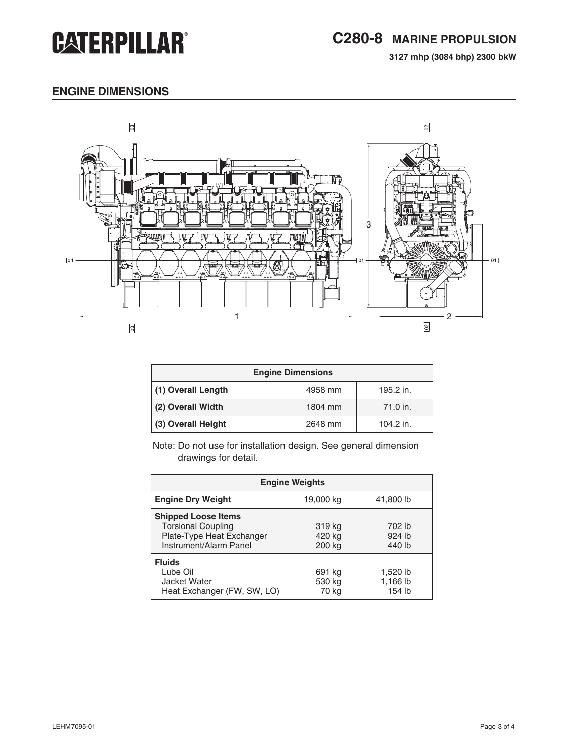# C280-8 MARINE PROPULSION

**3127 mhp (3084 bhp) 2300 bkW**

## ENGINE DIMENSIONS

| Engine Dimensions | | |
|---|---|---|
| **(1) Overall Length** | 4958 mm | 195.2 in. |
| **(2) Overall Width** | 1804 mm | 71.0 in. |
| **(3) Overall Height** | 2648 mm | 104.2 in. |

Note: Do not use for installation design. See general dimension drawings for detail.

| Engine Weights | | |
|---|---|---|
| **Engine Dry Weight** | 19,000 kg | 41,800 lb |
| **Shipped Loose Items** | | |
| Torsional Coupling | 319 kg | 702 lb |
| Plate-Type Heat Exchanger | 420 kg | 924 lb |
| Instrument/Alarm Panel | 200 kg | 440 lb |
| **Fluids** | | |
| Lube Oil | 691 kg | 1,520 lb |
| Jacket Water | 530 kg | 1,166 lb |
| Heat Exchanger (FW, SW, LO) | 70 kg | 154 lb |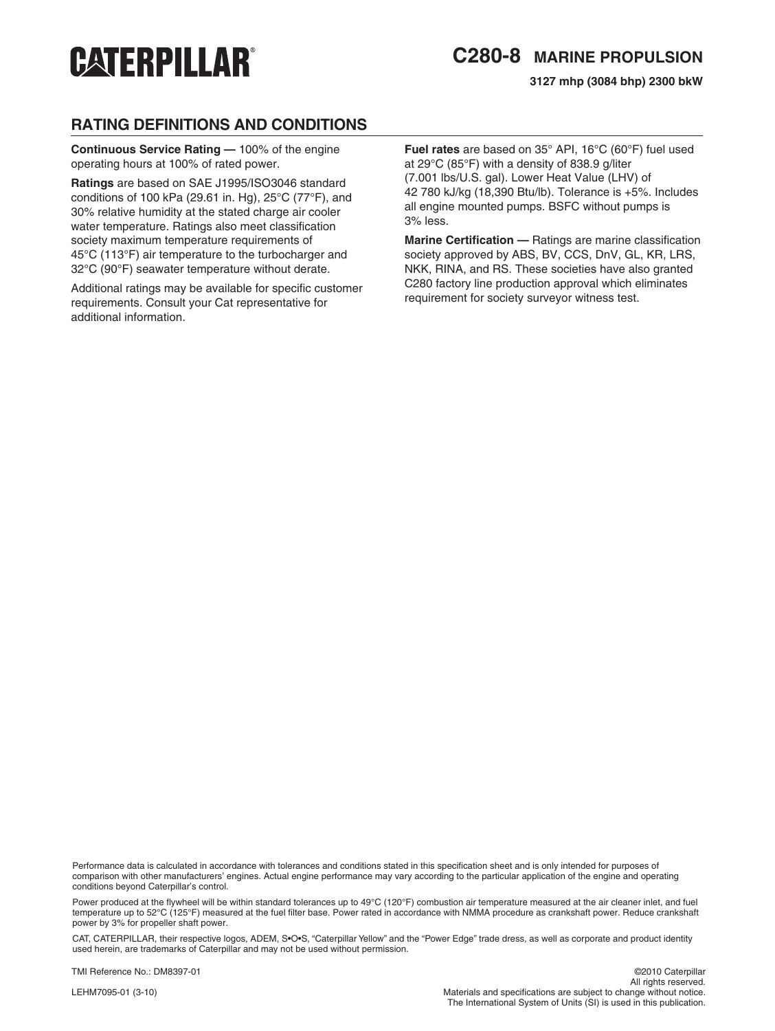# C280-8 MARINE PROPULSION

**3127 mhp (3084 bhp) 2300 bkW**

## RATING DEFINITIONS AND CONDITIONS

**Continuous Service Rating —** 100% of the engine operating hours at 100% of rated power.

**Ratings** are based on SAE J1995/ISO3046 standard conditions of 100 kPa (29.61 in. Hg), 25°C (77°F), and 30% relative humidity at the stated charge air cooler water temperature. Ratings also meet classification society maximum temperature requirements of 45°C (113°F) air temperature to the turbocharger and 32°C (90°F) seawater temperature without derate.

Additional ratings may be available for specific customer requirements. Consult your Cat representative for additional information.

**Fuel rates** are based on 35° API, 16°C (60°F) fuel used at 29°C (85°F) with a density of 838.9 g/liter (7.001 lbs/U.S. gal). Lower Heat Value (LHV) of 42 780 kJ/kg (18,390 Btu/lb). Tolerance is +5%. Includes all engine mounted pumps. BSFC without pumps is 3% less.

**Marine Certification —** Ratings are marine classification society approved by ABS, BV, CCS, DnV, GL, KR, LRS, NKK, RINA, and RS. These societies have also granted C280 factory line production approval which eliminates requirement for society surveyor witness test.

Performance data is calculated in accordance with tolerances and conditions stated in this specification sheet and is only intended for purposes of comparison with other manufacturers' engines. Actual engine performance may vary according to the particular application of the engine and operating conditions beyond Caterpillar's control.

Power produced at the flywheel will be within standard tolerances up to 49°C (120°F) combustion air temperature measured at the air cleaner inlet, and fuel temperature up to 52°C (125°F) measured at the fuel filter base. Power rated in accordance with NMMA procedure as crankshaft power. Reduce crankshaft power by 3% for propeller shaft power.

CAT, CATERPILLAR, their respective logos, ADEM, S•O•S, "Caterpillar Yellow" and the "Power Edge" trade dress, as well as corporate and product identity used herein, are trademarks of Caterpillar and may not be used without permission.

TMI Reference No.: DM8397-01

LEHM7095-01 (3-10)

©2010 Caterpillar
All rights reserved.
Materials and specifications are subject to change without notice.
The International System of Units (SI) is used in this publication.